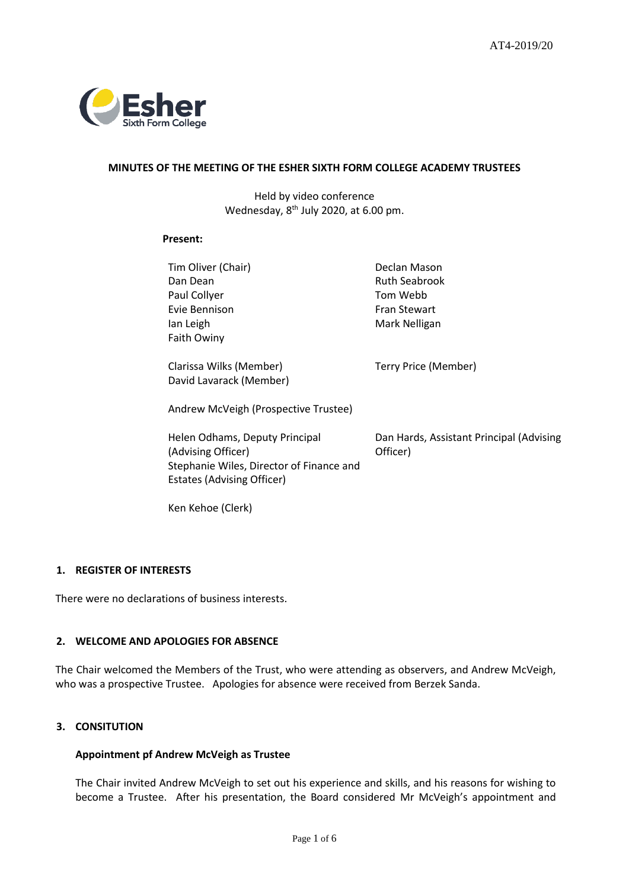AT4-2019/20

# MINUTES OF THE MEETING OF THE ESHER SIXTH FORM COLLEGE ACADEMY TRUSTEES

Held by video conference
Wednesday, 8th July 2020, at 6.00 pm.

**Present:**

Tim Oliver (Chair)
Dan Dean
Paul Collyer
Evie Bennison
Ian Leigh
Faith Owiny
Declan Mason
Ruth Seabrook
Tom Webb
Fran Stewart
Mark Nelligan

Clarissa Wilks (Member)
David Lavarack (Member)
Terry Price (Member)

Andrew McVeigh (Prospective Trustee)

Helen Odhams, Deputy Principal (Advising Officer)
Stephanie Wiles, Director of Finance and Estates (Advising Officer)
Dan Hards, Assistant Principal (Advising Officer)

Ken Kehoe (Clerk)

## 1. REGISTER OF INTERESTS

There were no declarations of business interests.

## 2. WELCOME AND APOLOGIES FOR ABSENCE

The Chair welcomed the Members of the Trust, who were attending as observers, and Andrew McVeigh, who was a prospective Trustee. Apologies for absence were received from Berzek Sanda.

## 3. CONSITUTION

**Appointment pf Andrew McVeigh as Trustee**

The Chair invited Andrew McVeigh to set out his experience and skills, and his reasons for wishing to become a Trustee. After his presentation, the Board considered Mr McVeigh's appointment and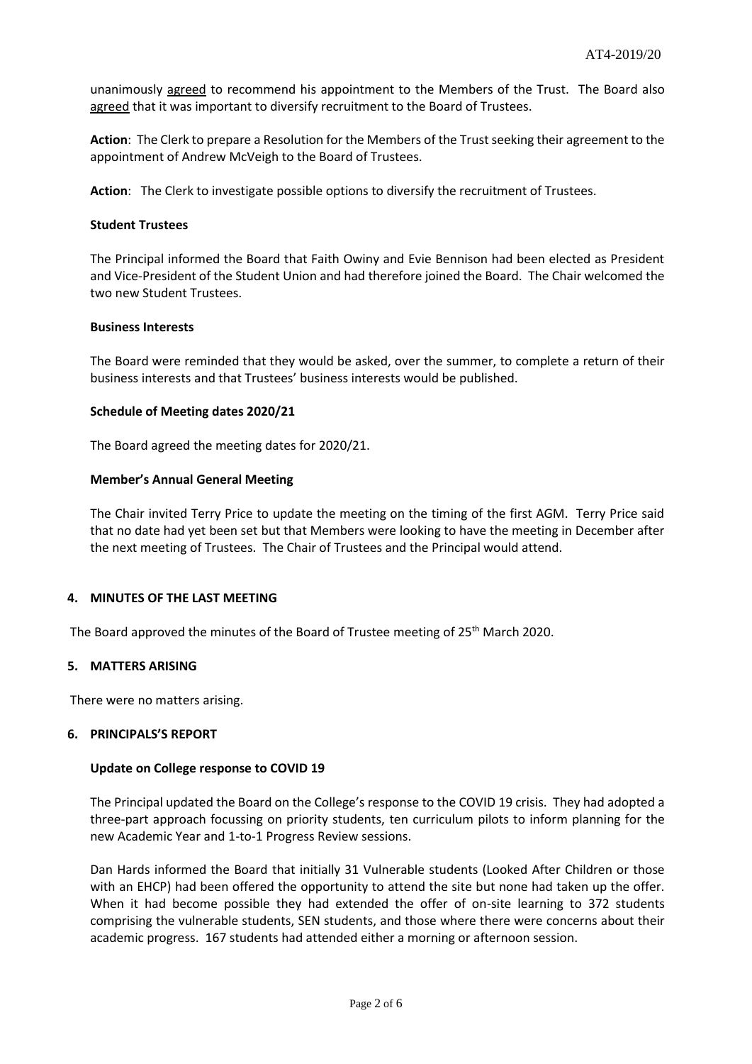unanimously agreed to recommend his appointment to the Members of the Trust. The Board also agreed that it was important to diversify recruitment to the Board of Trustees.

**Action**: The Clerk to prepare a Resolution for the Members of the Trust seeking their agreement to the appointment of Andrew McVeigh to the Board of Trustees.

**Action**: The Clerk to investigate possible options to diversify the recruitment of Trustees.

**Student Trustees**

The Principal informed the Board that Faith Owiny and Evie Bennison had been elected as President and Vice-President of the Student Union and had therefore joined the Board. The Chair welcomed the two new Student Trustees.

**Business Interests**

The Board were reminded that they would be asked, over the summer, to complete a return of their business interests and that Trustees' business interests would be published.

**Schedule of Meeting dates 2020/21**

The Board agreed the meeting dates for 2020/21.

**Member's Annual General Meeting**

The Chair invited Terry Price to update the meeting on the timing of the first AGM. Terry Price said that no date had yet been set but that Members were looking to have the meeting in December after the next meeting of Trustees. The Chair of Trustees and the Principal would attend.

## 4. MINUTES OF THE LAST MEETING

The Board approved the minutes of the Board of Trustee meeting of 25th March 2020.

## 5. MATTERS ARISING

There were no matters arising.

## 6. PRINCIPALS'S REPORT

**Update on College response to COVID 19**

The Principal updated the Board on the College's response to the COVID 19 crisis. They had adopted a three-part approach focussing on priority students, ten curriculum pilots to inform planning for the new Academic Year and 1-to-1 Progress Review sessions.

Dan Hards informed the Board that initially 31 Vulnerable students (Looked After Children or those with an EHCP) had been offered the opportunity to attend the site but none had taken up the offer. When it had become possible they had extended the offer of on-site learning to 372 students comprising the vulnerable students, SEN students, and those where there were concerns about their academic progress. 167 students had attended either a morning or afternoon session.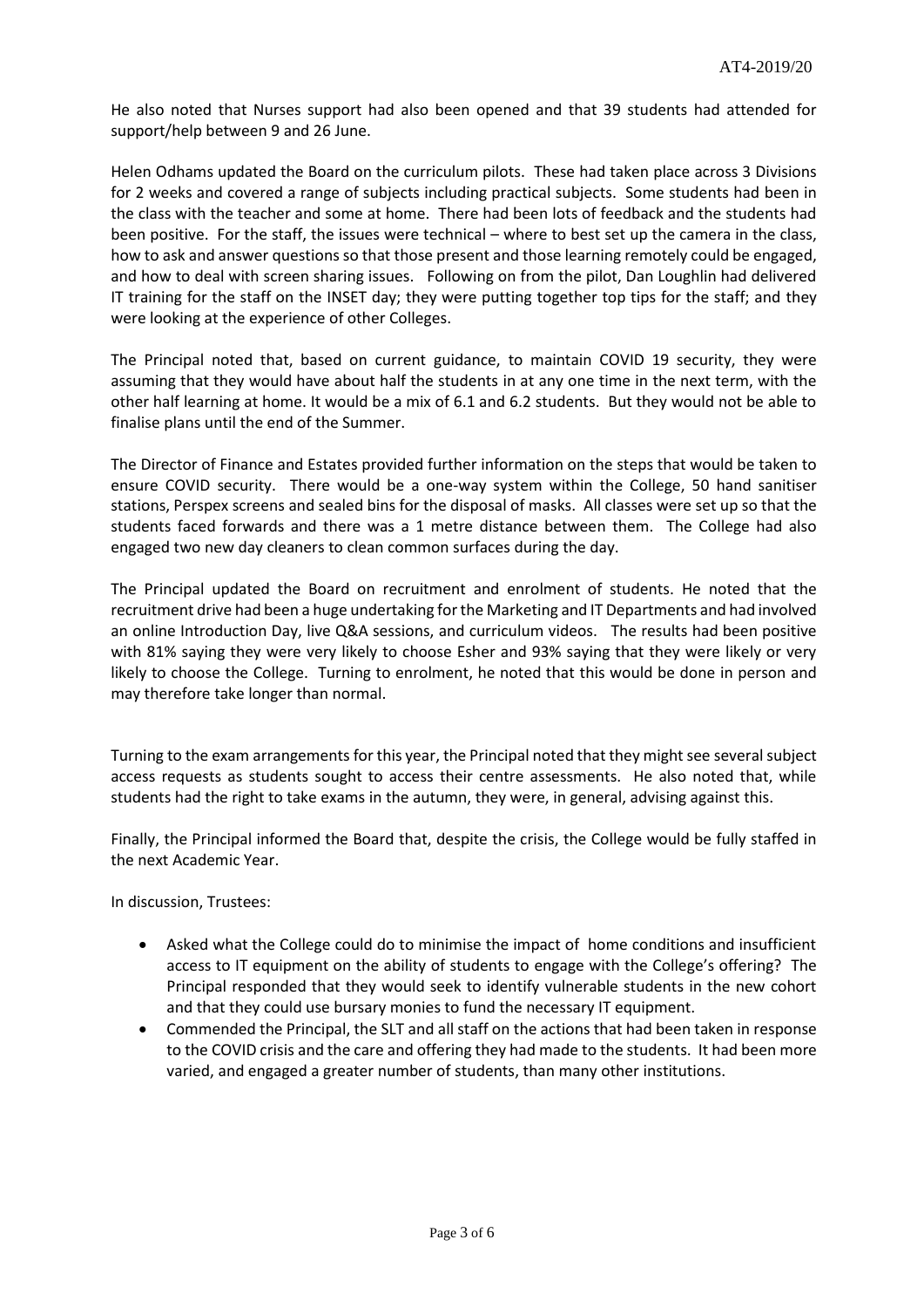He also noted that Nurses support had also been opened and that 39 students had attended for support/help between 9 and 26 June.

Helen Odhams updated the Board on the curriculum pilots. These had taken place across 3 Divisions for 2 weeks and covered a range of subjects including practical subjects. Some students had been in the class with the teacher and some at home. There had been lots of feedback and the students had been positive. For the staff, the issues were technical – where to best set up the camera in the class, how to ask and answer questions so that those present and those learning remotely could be engaged, and how to deal with screen sharing issues. Following on from the pilot, Dan Loughlin had delivered IT training for the staff on the INSET day; they were putting together top tips for the staff; and they were looking at the experience of other Colleges.

The Principal noted that, based on current guidance, to maintain COVID 19 security, they were assuming that they would have about half the students in at any one time in the next term, with the other half learning at home. It would be a mix of 6.1 and 6.2 students. But they would not be able to finalise plans until the end of the Summer.

The Director of Finance and Estates provided further information on the steps that would be taken to ensure COVID security. There would be a one-way system within the College, 50 hand sanitiser stations, Perspex screens and sealed bins for the disposal of masks. All classes were set up so that the students faced forwards and there was a 1 metre distance between them. The College had also engaged two new day cleaners to clean common surfaces during the day.

The Principal updated the Board on recruitment and enrolment of students. He noted that the recruitment drive had been a huge undertaking for the Marketing and IT Departments and had involved an online Introduction Day, live Q&A sessions, and curriculum videos. The results had been positive with 81% saying they were very likely to choose Esher and 93% saying that they were likely or very likely to choose the College. Turning to enrolment, he noted that this would be done in person and may therefore take longer than normal.

Turning to the exam arrangements for this year, the Principal noted that they might see several subject access requests as students sought to access their centre assessments. He also noted that, while students had the right to take exams in the autumn, they were, in general, advising against this.

Finally, the Principal informed the Board that, despite the crisis, the College would be fully staffed in the next Academic Year.

In discussion, Trustees:

- Asked what the College could do to minimise the impact of home conditions and insufficient access to IT equipment on the ability of students to engage with the College's offering? The Principal responded that they would seek to identify vulnerable students in the new cohort and that they could use bursary monies to fund the necessary IT equipment.
- Commended the Principal, the SLT and all staff on the actions that had been taken in response to the COVID crisis and the care and offering they had made to the students. It had been more varied, and engaged a greater number of students, than many other institutions.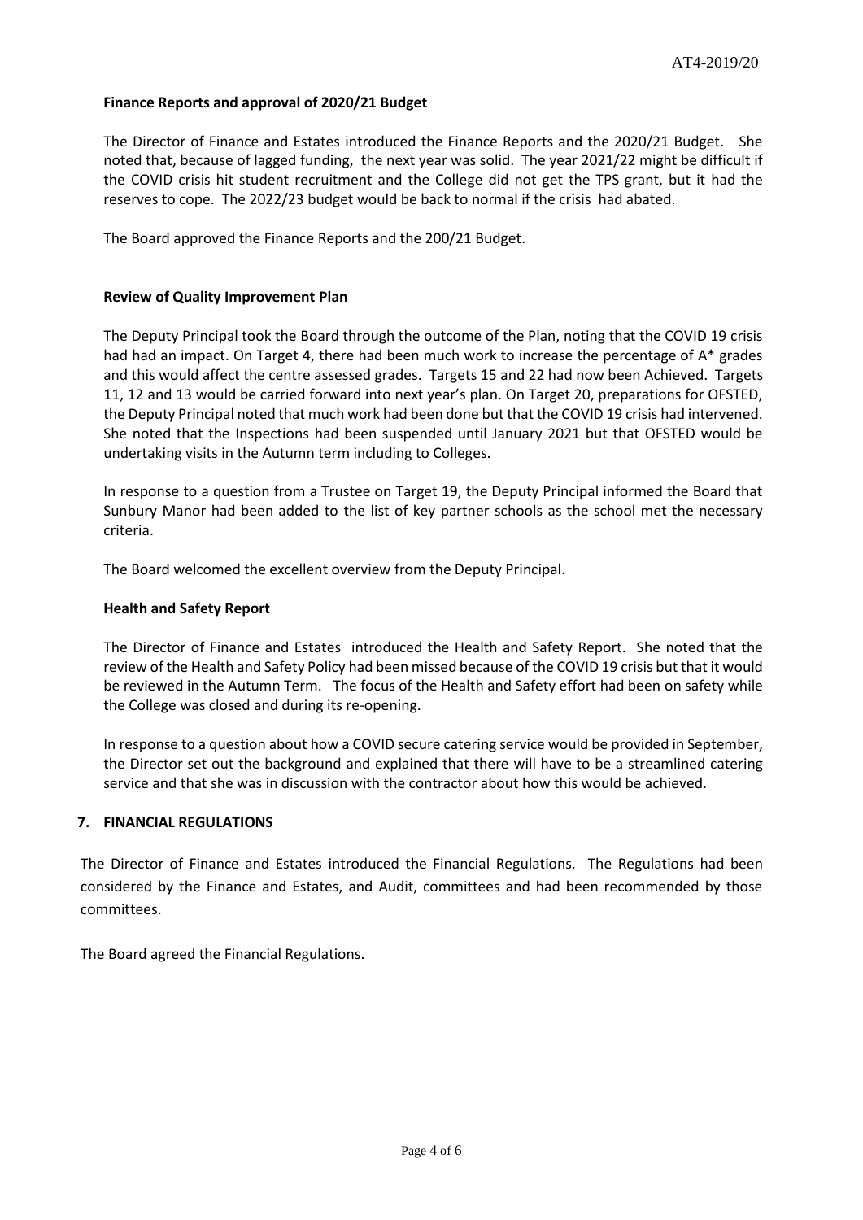**Finance Reports and approval of 2020/21 Budget**

The Director of Finance and Estates introduced the Finance Reports and the 2020/21 Budget. She noted that, because of lagged funding, the next year was solid. The year 2021/22 might be difficult if the COVID crisis hit student recruitment and the College did not get the TPS grant, but it had the reserves to cope. The 2022/23 budget would be back to normal if the crisis had abated.

The Board approved the Finance Reports and the 200/21 Budget.

**Review of Quality Improvement Plan**

The Deputy Principal took the Board through the outcome of the Plan, noting that the COVID 19 crisis had had an impact. On Target 4, there had been much work to increase the percentage of A* grades and this would affect the centre assessed grades. Targets 15 and 22 had now been Achieved. Targets 11, 12 and 13 would be carried forward into next year's plan. On Target 20, preparations for OFSTED, the Deputy Principal noted that much work had been done but that the COVID 19 crisis had intervened. She noted that the Inspections had been suspended until January 2021 but that OFSTED would be undertaking visits in the Autumn term including to Colleges.

In response to a question from a Trustee on Target 19, the Deputy Principal informed the Board that Sunbury Manor had been added to the list of key partner schools as the school met the necessary criteria.

The Board welcomed the excellent overview from the Deputy Principal.

**Health and Safety Report**

The Director of Finance and Estates introduced the Health and Safety Report. She noted that the review of the Health and Safety Policy had been missed because of the COVID 19 crisis but that it would be reviewed in the Autumn Term. The focus of the Health and Safety effort had been on safety while the College was closed and during its re-opening.

In response to a question about how a COVID secure catering service would be provided in September, the Director set out the background and explained that there will have to be a streamlined catering service and that she was in discussion with the contractor about how this would be achieved.

## 7. FINANCIAL REGULATIONS

The Director of Finance and Estates introduced the Financial Regulations. The Regulations had been considered by the Finance and Estates, and Audit, committees and had been recommended by those committees.

The Board agreed the Financial Regulations.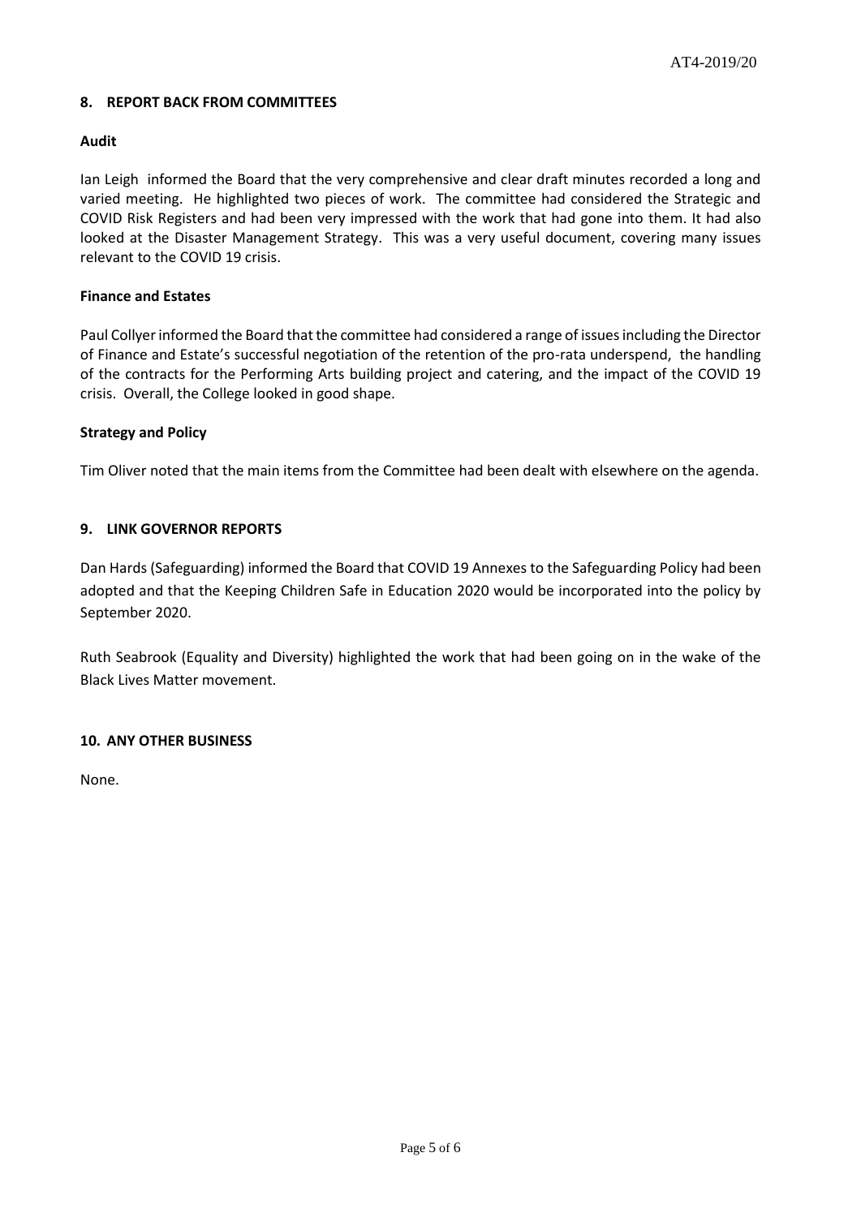## 8. REPORT BACK FROM COMMITTEES

### Audit

Ian Leigh informed the Board that the very comprehensive and clear draft minutes recorded a long and varied meeting. He highlighted two pieces of work. The committee had considered the Strategic and COVID Risk Registers and had been very impressed with the work that had gone into them. It had also looked at the Disaster Management Strategy. This was a very useful document, covering many issues relevant to the COVID 19 crisis.

### Finance and Estates

Paul Collyer informed the Board that the committee had considered a range of issues including the Director of Finance and Estate's successful negotiation of the retention of the pro-rata underspend, the handling of the contracts for the Performing Arts building project and catering, and the impact of the COVID 19 crisis. Overall, the College looked in good shape.

### Strategy and Policy

Tim Oliver noted that the main items from the Committee had been dealt with elsewhere on the agenda.

## 9. LINK GOVERNOR REPORTS

Dan Hards (Safeguarding) informed the Board that COVID 19 Annexes to the Safeguarding Policy had been adopted and that the Keeping Children Safe in Education 2020 would be incorporated into the policy by September 2020.

Ruth Seabrook (Equality and Diversity) highlighted the work that had been going on in the wake of the Black Lives Matter movement.

## 10. ANY OTHER BUSINESS

None.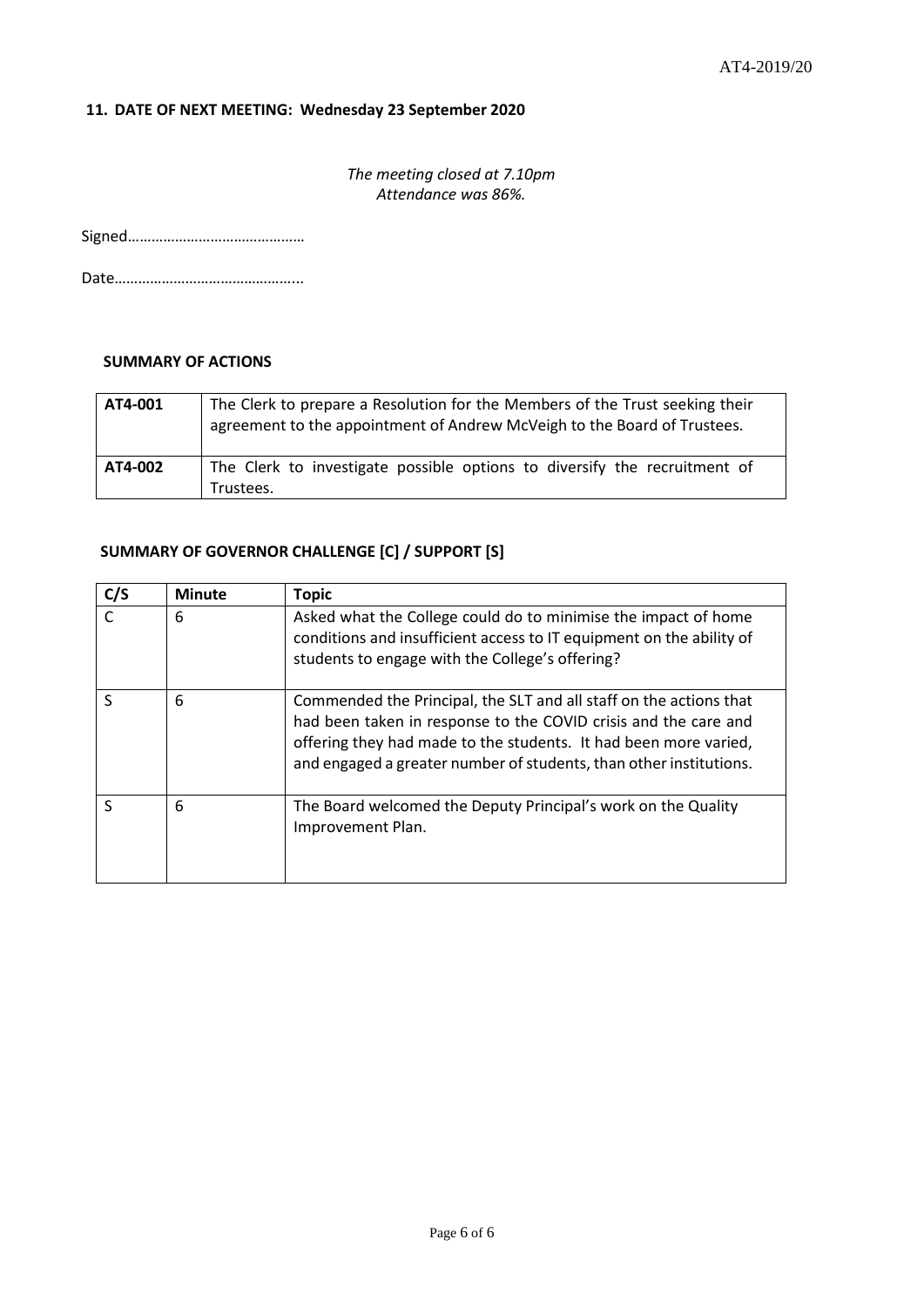**11. DATE OF NEXT MEETING: Wednesday 23 September 2020**

*The meeting closed at 7.10pm*
*Attendance was 86%.*

Signed………………………………………

Date………………………………………..

**SUMMARY OF ACTIONS**

| | |
|---|---|
| **AT4-001** | The Clerk to prepare a Resolution for the Members of the Trust seeking their agreement to the appointment of Andrew McVeigh to the Board of Trustees. |
| **AT4-002** | The Clerk to investigate possible options to diversify the recruitment of Trustees. |

**SUMMARY OF GOVERNOR CHALLENGE [C] / SUPPORT [S]**

| C/S | Minute | Topic |
|---|---|---|
| C | 6 | Asked what the College could do to minimise the impact of home conditions and insufficient access to IT equipment on the ability of students to engage with the College's offering? |
| S | 6 | Commended the Principal, the SLT and all staff on the actions that had been taken in response to the COVID crisis and the care and offering they had made to the students. It had been more varied, and engaged a greater number of students, than other institutions. |
| S | 6 | The Board welcomed the Deputy Principal's work on the Quality Improvement Plan. |